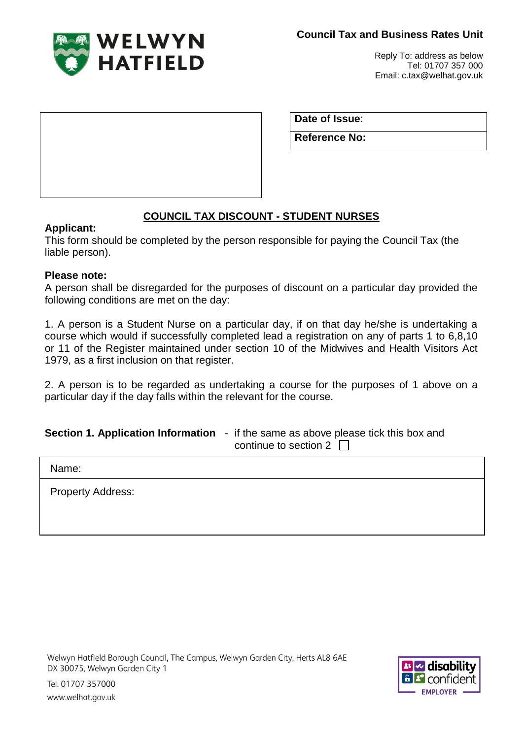WELWYN HATFIELD

**Council Tax and Business Rates Unit**

Reply To: address as below
Tel: 01707 357 000
Email: c.tax@welhat.gov.uk

| | |
|---|---|
| **Date of Issue**: | |
| **Reference No:** | |

## COUNCIL TAX DISCOUNT - STUDENT NURSES

**Applicant:**
This form should be completed by the person responsible for paying the Council Tax (the liable person).

**Please note:**
A person shall be disregarded for the purposes of discount on a particular day provided the following conditions are met on the day:

1. A person is a Student Nurse on a particular day, if on that day he/she is undertaking a course which would if successfully completed lead a registration on any of parts 1 to 6,8,10 or 11 of the Register maintained under section 10 of the Midwives and Health Visitors Act 1979, as a first inclusion on that register.

2. A person is to be regarded as undertaking a course for the purposes of 1 above on a particular day if the day falls within the relevant for the course.

**Section 1. Application Information** - if the same as above please tick this box and continue to section 2 ☐

| |
|---|
| Name: |
| Property Address: |

Welwyn Hatfield Borough Council, The Campus, Welwyn Garden City, Herts AL8 6AE
DX 30075, Welwyn Garden City 1
Tel: 01707 357000
www.welhat.gov.uk

disability confident EMPLOYER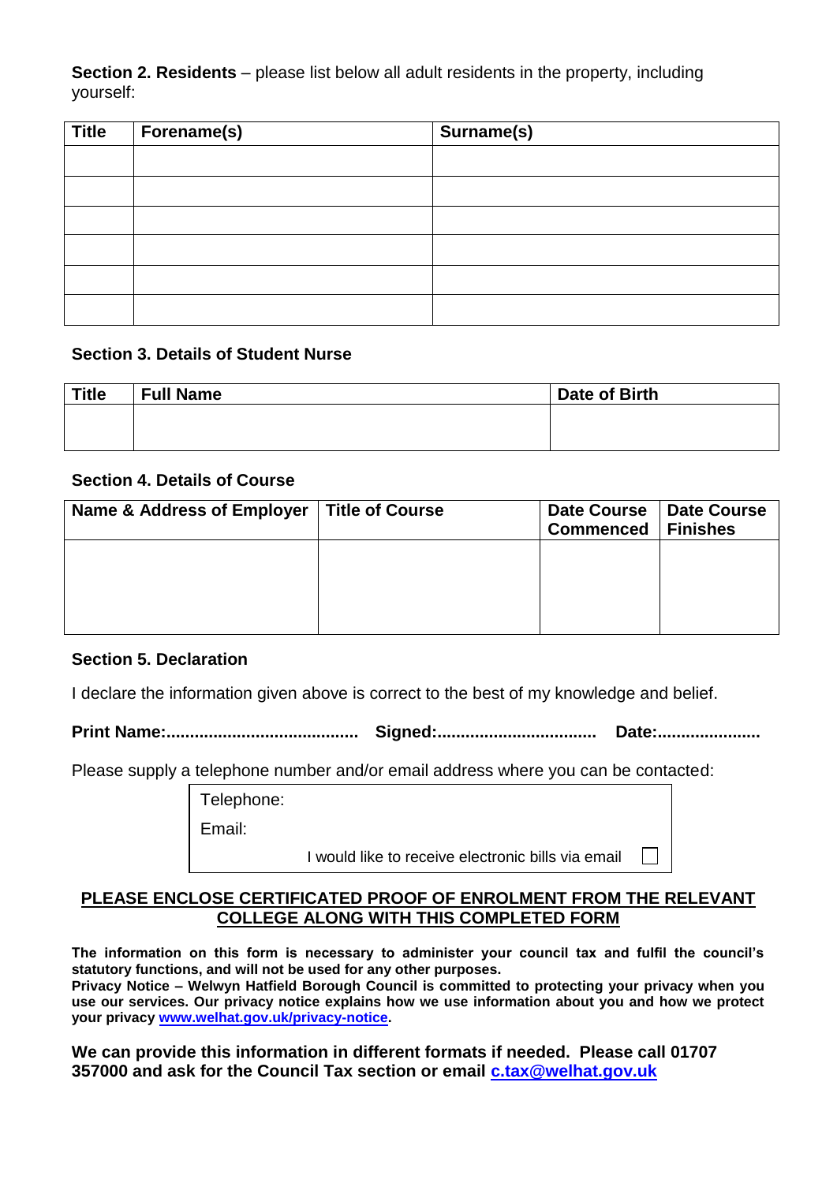**Section 2. Residents** – please list below all adult residents in the property, including yourself:

| Title | Forename(s) | Surname(s) |
|---|---|---|
| | | |
| | | |
| | | |
| | | |
| | | |
| | | |

**Section 3. Details of Student Nurse**

| Title | Full Name | Date of Birth |
|---|---|---|
| | | |

**Section 4. Details of Course**

| Name & Address of Employer | Title of Course | Date Course Commenced | Date Course Finishes |
|---|---|---|---|
| | | | |

**Section 5. Declaration**

I declare the information given above is correct to the best of my knowledge and belief.

**Print Name:........................................ Signed:................................ Date:.....................**

Please supply a telephone number and/or email address where you can be contacted:

Telephone:

Email:

I would like to receive electronic bills via email ☐

**PLEASE ENCLOSE CERTIFICATED PROOF OF ENROLMENT FROM THE RELEVANT COLLEGE ALONG WITH THIS COMPLETED FORM**

**The information on this form is necessary to administer your council tax and fulfil the council's statutory functions, and will not be used for any other purposes.**
**Privacy Notice – Welwyn Hatfield Borough Council is committed to protecting your privacy when you use our services. Our privacy notice explains how we use information about you and how we protect your privacy www.welhat.gov.uk/privacy-notice.**

**We can provide this information in different formats if needed. Please call 01707 357000 and ask for the Council Tax section or email c.tax@welhat.gov.uk**